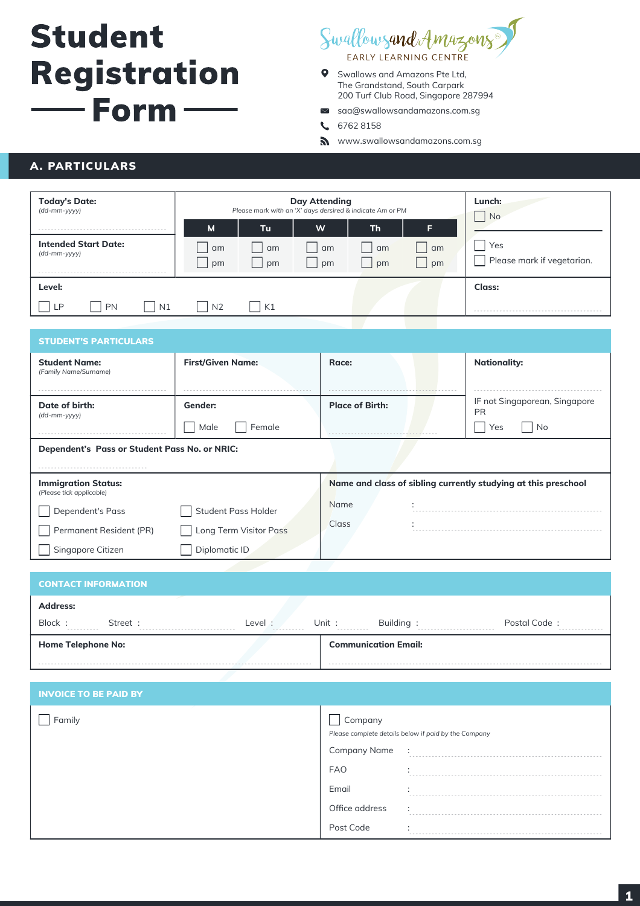# Student Registration Form

Swallows and Amazons
EARLY LEARNING CENTRE

Swallows and Amazons Pte Ltd,
The Grandstand, South Carpark
200 Turf Club Road, Singapore 287994

saa@swallowsandamazons.com.sg

6762 8158

www.swallowsandamazons.com.sg

## A. PARTICULARS

**Today's Date:** *(dd-mm-yyyy)*

**Intended Start Date:** *(dd-mm-yyyy)*

**Day Attending**
*Please mark with an 'X' days dersired & indicate Am or PM*

| M | Tu | W | Th | F |
|---|---|---|---|---|
| ☐ am | ☐ am | ☐ am | ☐ am | ☐ am |
| ☐ pm | ☐ pm | ☐ pm | ☐ pm | ☐ pm |

**Lunch:**
☐ No
☐ Yes
☐ Please mark if vegetarian.

**Level:**
☐ LP ☐ PN ☐ N1 ☐ N2 ☐ K1

**Class:**

### STUDENT'S PARTICULARS

| **Student Name:** *(Family Name/Surname)* | **First/Given Name:** | **Race:** | **Nationality:** |
|---|---|---|---|
| **Date of birth:** *(dd-mm-yyyy)* | **Gender:** ☐ Male ☐ Female | **Place of Birth:** | IF not Singaporean, Singapore PR ☐ Yes ☐ No |

**Dependent's Pass or Student Pass No. or NRIC:**

**Immigration Status:** *(Please tick applicable)*
☐ Dependent's Pass
☐ Student Pass Holder
☐ Permanent Resident (PR)
☐ Long Term Visitor Pass
☐ Singapore Citizen
☐ Diplomatic ID

**Name and class of sibling currently studying at this preschool**
Name :
Class :

### CONTACT INFORMATION

**Address:**
Block : Street : Level : Unit : Building : Postal Code :

**Home Telephone No:**

**Communication Email:**

### INVOICE TO BE PAID BY

☐ Family

☐ Company
*Please complete details below if paid by the Company*
Company Name :
FAO :
Email :
Office address :
Post Code :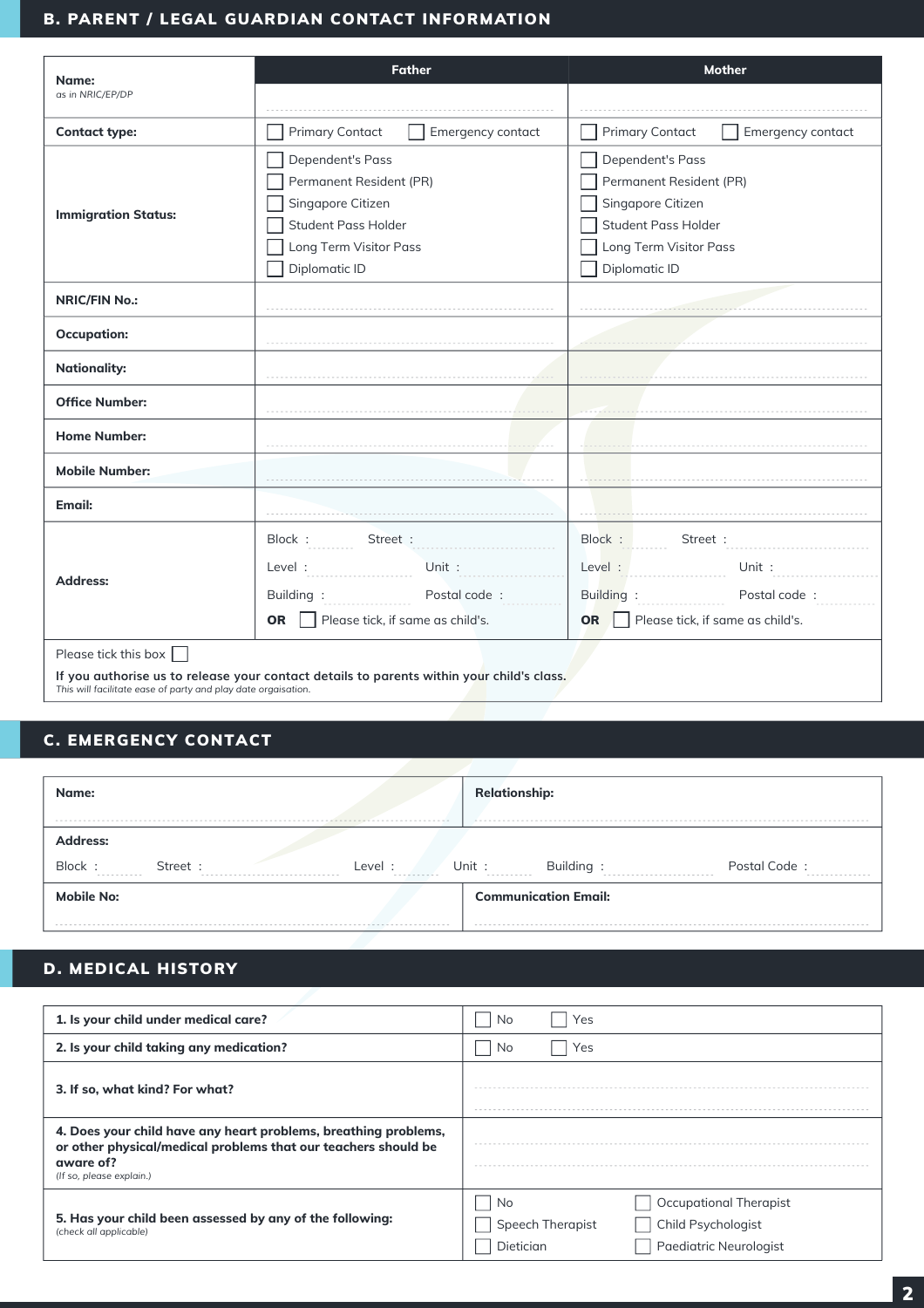## B. PARENT / LEGAL GUARDIAN CONTACT INFORMATION

| | Father | Mother |
|---|---|---|
| **Name:** *as in NRIC/EP/DP* | | |
| **Contact type:** | ☐ Primary Contact ☐ Emergency contact | ☐ Primary Contact ☐ Emergency contact |
| **Immigration Status:** | ☐ Dependent's Pass<br>☐ Permanent Resident (PR)<br>☐ Singapore Citizen<br>☐ Student Pass Holder<br>☐ Long Term Visitor Pass<br>☐ Diplomatic ID | ☐ Dependent's Pass<br>☐ Permanent Resident (PR)<br>☐ Singapore Citizen<br>☐ Student Pass Holder<br>☐ Long Term Visitor Pass<br>☐ Diplomatic ID |
| **NRIC/FIN No.:** | | |
| **Occupation:** | | |
| **Nationality:** | | |
| **Office Number:** | | |
| **Home Number:** | | |
| **Mobile Number:** | | |
| **Email:** | | |
| **Address:** | Block : Street :<br>Level : Unit :<br>Building : Postal code :<br>**OR** ☐ Please tick, if same as child's. | Block : Street :<br>Level : Unit :<br>Building : Postal code :<br>**OR** ☐ Please tick, if same as child's. |

Please tick this box ☐

**If you authorise us to release your contact details to parents within your child's class.**
*This will facilitate ease of party and play date orgaisation.*

## C. EMERGENCY CONTACT

| | |
|---|---|
| **Name:** | **Relationship:** |
| **Address:**<br>Block : Street : Level : Unit : Building : Postal Code : | |
| **Mobile No:** | **Communication Email:** |

## D. MEDICAL HISTORY

| | |
|---|---|
| **1. Is your child under medical care?** | ☐ No ☐ Yes |
| **2. Is your child taking any medication?** | ☐ No ☐ Yes |
| **3. If so, what kind? For what?** | |
| **4. Does your child have any heart problems, breathing problems, or other physical/medical problems that our teachers should be aware of?** *(If so, please explain.)* | |
| **5. Has your child been assessed by any of the following:** *(check all applicable)* | ☐ No ☐ Occupational Therapist<br>☐ Speech Therapist ☐ Child Psychologist<br>☐ Dietician ☐ Paediatric Neurologist |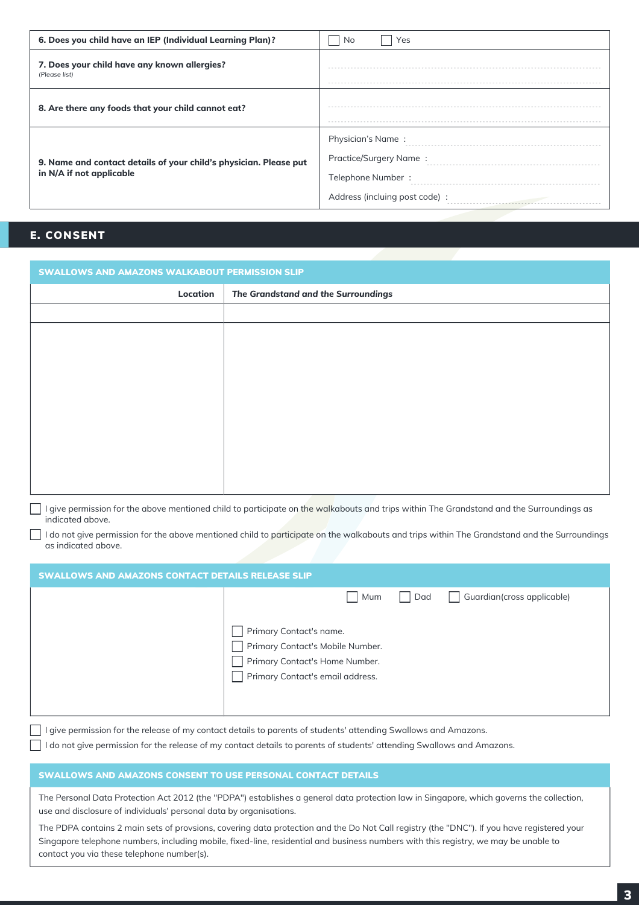| | |
|---|---|
| **6. Does you child have an IEP (Individual Learning Plan)?** | ☐ No ☐ Yes |
| **7. Does your child have any known allergies?** *(Please list)* | |
| **8. Are there any foods that your child cannot eat?** | |
| **9. Name and contact details of your child's physician. Please put in N/A if not applicable** | Physician's Name :<br>Practice/Surgery Name :<br>Telephone Number :<br>Address (incluing post code) : |

## E. CONSENT

### SWALLOWS AND AMAZONS WALKABOUT PERMISSION SLIP

| Location | *The Grandstand and the Surroundings* |
|---|---|
| | |
| | |

☐ I give permission for the above mentioned child to participate on the walkabouts and trips within The Grandstand and the Surroundings as indicated above.

☐ I do not give permission for the above mentioned child to participate on the walkabouts and trips within The Grandstand and the Surroundings as indicated above.

### SWALLOWS AND AMAZONS CONTACT DETAILS RELEASE SLIP

☐ Mum ☐ Dad ☐ Guardian(cross applicable)

☐ Primary Contact's name.
☐ Primary Contact's Mobile Number.
☐ Primary Contact's Home Number.
☐ Primary Contact's email address.

☐ I give permission for the release of my contact details to parents of students' attending Swallows and Amazons.

☐ I do not give permission for the release of my contact details to parents of students' attending Swallows and Amazons.

### SWALLOWS AND AMAZONS CONSENT TO USE PERSONAL CONTACT DETAILS

The Personal Data Protection Act 2012 (the "PDPA") establishes a general data protection law in Singapore, which governs the collection, use and disclosure of individuals' personal data by organisations.

The PDPA contains 2 main sets of provsions, covering data protection and the Do Not Call registry (the "DNC"). If you have registered your Singapore telephone numbers, including mobile, fixed-line, residential and business numbers with this registry, we may be unable to contact you via these telephone number(s).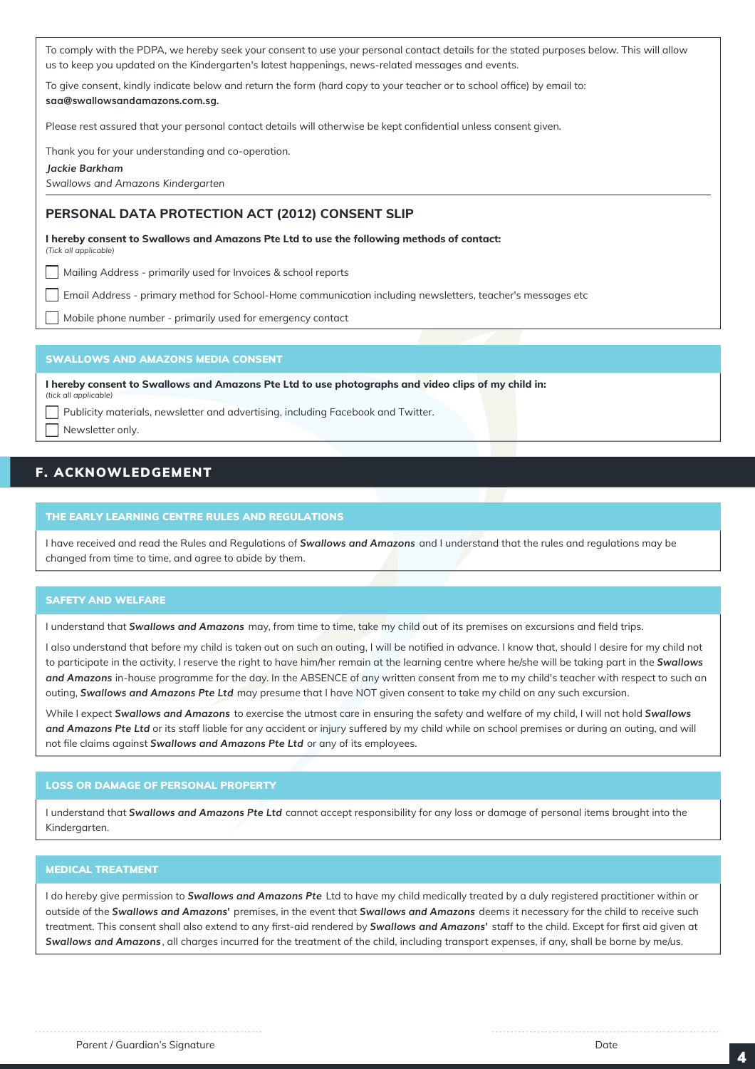To comply with the PDPA, we hereby seek your consent to use your personal contact details for the stated purposes below. This will allow us to keep you updated on the Kindergarten's latest happenings, news-related messages and events.

To give consent, kindly indicate below and return the form (hard copy to your teacher or to school office) by email to: **saa@swallowsandamazons.com.sg.**

Please rest assured that your personal contact details will otherwise be kept confidential unless consent given.

Thank you for your understanding and co-operation.

***Jackie Barkham***
*Swallows and Amazons Kindergarten*

### PERSONAL DATA PROTECTION ACT (2012) CONSENT SLIP

**I hereby consent to Swallows and Amazons Pte Ltd to use the following methods of contact:**
*(Tick all applicable)*

- ☐ Mailing Address - primarily used for Invoices & school reports
- ☐ Email Address - primary method for School-Home communication including newsletters, teacher's messages etc
- ☐ Mobile phone number - primarily used for emergency contact

### SWALLOWS AND AMAZONS MEDIA CONSENT

**I hereby consent to Swallows and Amazons Pte Ltd to use photographs and video clips of my child in:**
*(tick all applicable)*

- ☐ Publicity materials, newsletter and advertising, including Facebook and Twitter.
- ☐ Newsletter only.

## F. ACKNOWLEDGEMENT

### THE EARLY LEARNING CENTRE RULES AND REGULATIONS

I have received and read the Rules and Regulations of ***Swallows and Amazons*** and I understand that the rules and regulations may be changed from time to time, and agree to abide by them.

### SAFETY AND WELFARE

I understand that ***Swallows and Amazons*** may, from time to time, take my child out of its premises on excursions and field trips.

I also understand that before my child is taken out on such an outing, I will be notified in advance. I know that, should I desire for my child not to participate in the activity, I reserve the right to have him/her remain at the learning centre where he/she will be taking part in the ***Swallows and Amazons*** in-house programme for the day. In the ABSENCE of any written consent from me to my child's teacher with respect to such an outing, ***Swallows and Amazons Pte Ltd*** may presume that I have NOT given consent to take my child on any such excursion.

While I expect ***Swallows and Amazons*** to exercise the utmost care in ensuring the safety and welfare of my child, I will not hold ***Swallows and Amazons Pte Ltd*** or its staff liable for any accident or injury suffered by my child while on school premises or during an outing, and will not file claims against ***Swallows and Amazons Pte Ltd*** or any of its employees.

### LOSS OR DAMAGE OF PERSONAL PROPERTY

I understand that ***Swallows and Amazons Pte Ltd*** cannot accept responsibility for any loss or damage of personal items brought into the Kindergarten.

### MEDICAL TREATMENT

I do hereby give permission to ***Swallows and Amazons Pte*** Ltd to have my child medically treated by a duly registered practitioner within or outside of the ***Swallows and Amazons'*** premises, in the event that ***Swallows and Amazons*** deems it necessary for the child to receive such treatment. This consent shall also extend to any first-aid rendered by ***Swallows and Amazons'*** staff to the child. Except for first aid given at ***Swallows and Amazons***, all charges incurred for the treatment of the child, including transport expenses, if any, shall be borne by me/us.

..................................................
Parent / Guardian's Signature

..................................................
Date